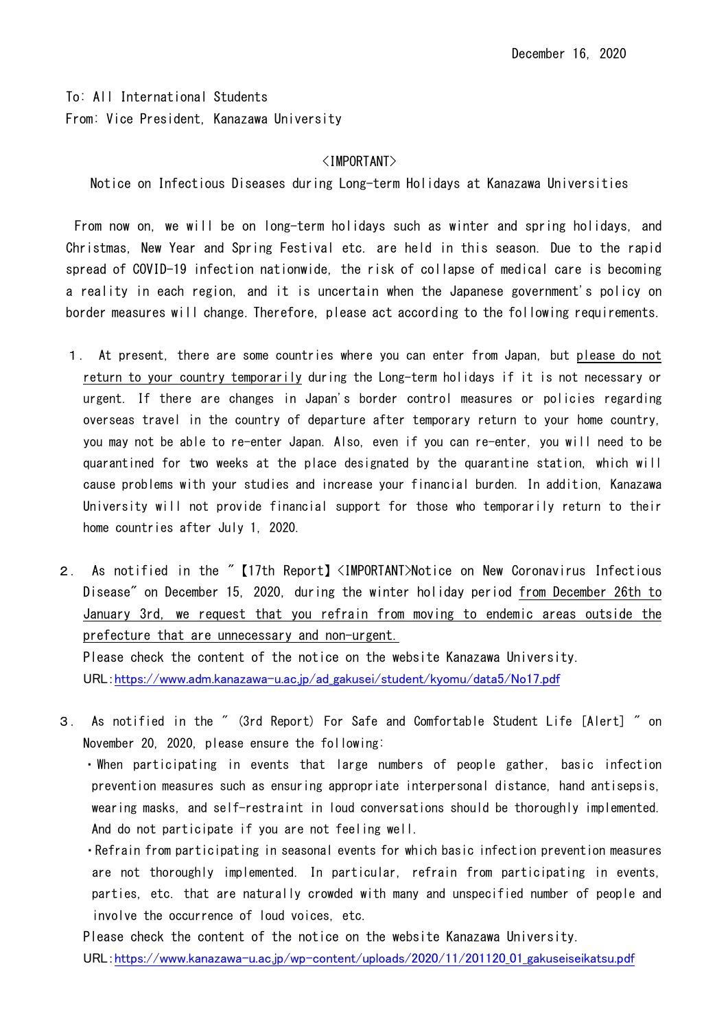December 16, 2020

To: All International Students
From: Vice President, Kanazawa University

<IMPORTANT>
Notice on Infectious Diseases during Long-term Holidays at Kanazawa Universities

From now on, we will be on long-term holidays such as winter and spring holidays, and Christmas, New Year and Spring Festival etc. are held in this season. Due to the rapid spread of COVID-19 infection nationwide, the risk of collapse of medical care is becoming a reality in each region, and it is uncertain when the Japanese government's policy on border measures will change. Therefore, please act according to the following requirements.

1. At present, there are some countries where you can enter from Japan, but please do not return to your country temporarily during the Long-term holidays if it is not necessary or urgent. If there are changes in Japan's border control measures or policies regarding overseas travel in the country of departure after temporary return to your home country, you may not be able to re-enter Japan. Also, even if you can re-enter, you will need to be quarantined for two weeks at the place designated by the quarantine station, which will cause problems with your studies and increase your financial burden. In addition, Kanazawa University will not provide financial support for those who temporarily return to their home countries after July 1, 2020.

2. As notified in the "【17th Report】<IMPORTANT>Notice on New Coronavirus Infectious Disease" on December 15, 2020, during the winter holiday period from December 26th to January 3rd, we request that you refrain from moving to endemic areas outside the prefecture that are unnecessary and non-urgent.
   Please check the content of the notice on the website Kanazawa University.
   URL:https://www.adm.kanazawa-u.ac.jp/ad_gakusei/student/kyomu/data5/No17.pdf

3. As notified in the " (3rd Report) For Safe and Comfortable Student Life [Alert] " on November 20, 2020, please ensure the following:
   - When participating in events that large numbers of people gather, basic infection prevention measures such as ensuring appropriate interpersonal distance, hand antisepsis, wearing masks, and self-restraint in loud conversations should be thoroughly implemented. And do not participate if you are not feeling well.
   - Refrain from participating in seasonal events for which basic infection prevention measures are not thoroughly implemented. In particular, refrain from participating in events, parties, etc. that are naturally crowded with many and unspecified number of people and involve the occurrence of loud voices, etc.

   Please check the content of the notice on the website Kanazawa University.
   URL:https://www.kanazawa-u.ac.jp/wp-content/uploads/2020/11/201120_01_gakuseiseikatsu.pdf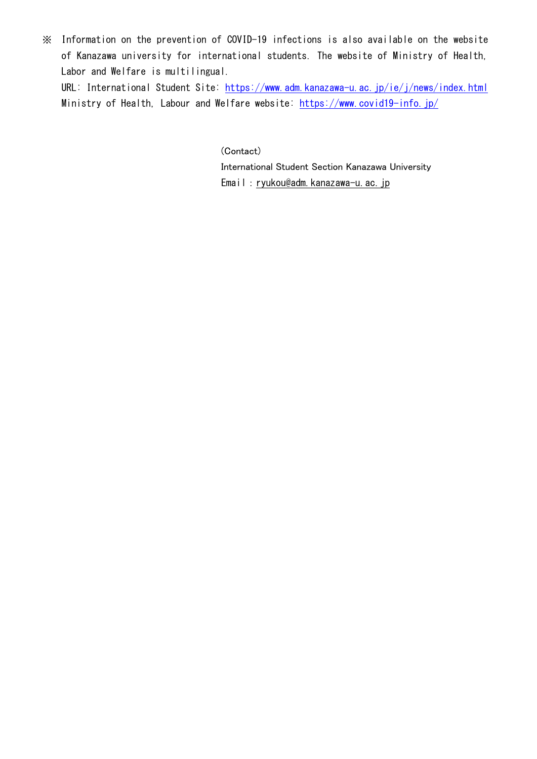※ Information on the prevention of COVID-19 infections is also available on the website of Kanazawa university for international students. The website of Ministry of Health, Labor and Welfare is multilingual.

URL: International Student Site: https://www.adm.kanazawa-u.ac.jp/ie/j/news/index.html

Ministry of Health, Labour and Welfare website: https://www.covid19-info.jp/

(Contact)

International Student Section Kanazawa University

Email：ryukou@adm.kanazawa-u.ac.jp